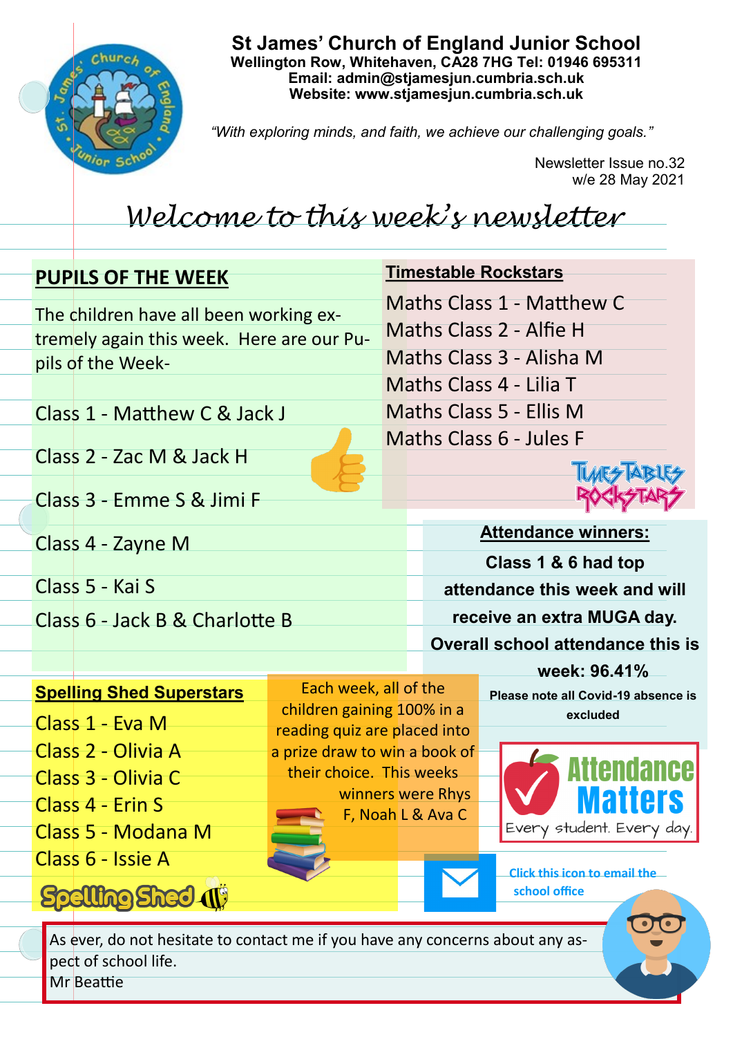# St James' Church of England Junior School

**Wellington Row, Whitehaven, CA28 7HG Tel: 01946 695311**
**Email: admin@stjamesjun.cumbria.sch.uk**
**Website: www.stjamesjun.cumbria.sch.uk**

*"With exploring minds, and faith, we achieve our challenging goals."*

Newsletter Issue no.32
w/e 28 May 2021

## *Welcome to this week's newsletter*

### PUPILS OF THE WEEK

The children have all been working extremely again this week. Here are our Pupils of the Week-

Class 1 - Matthew C & Jack J

Class 2 - Zac M & Jack H

Class 3 - Emme S & Jimi F

Class 4 - Zayne M

Class 5 - Kai S

Class 6 - Jack B & Charlotte B

### Timestable Rockstars

Maths Class 1 - Matthew C
Maths Class 2 - Alfie H
Maths Class 3 - Alisha M
Maths Class 4 - Lilia T
Maths Class 5 - Ellis M
Maths Class 6 - Jules F

Times Tables Rockstars

### Attendance winners:

**Class 1 & 6 had top attendance this week and will receive an extra MUGA day.**

**Overall school attendance this is week: 96.41%**

**Please note all Covid-19 absence is excluded**

Attendance Matters
Every student. Every day.

### Spelling Shed Superstars

Class 1 - Eva M
Class 2 - Olivia A
Class 3 - Olivia C
Class 4 - Erin S
Class 5 - Modana M
Class 6 - Issie A

Spelling Shed

Each week, all of the children gaining 100% in a reading quiz are placed into a prize draw to win a book of their choice. This weeks winners were Rhys F, Noah L & Ava C

**Click this icon to email the school office**

As ever, do not hesitate to contact me if you have any concerns about any aspect of school life.
Mr Beattie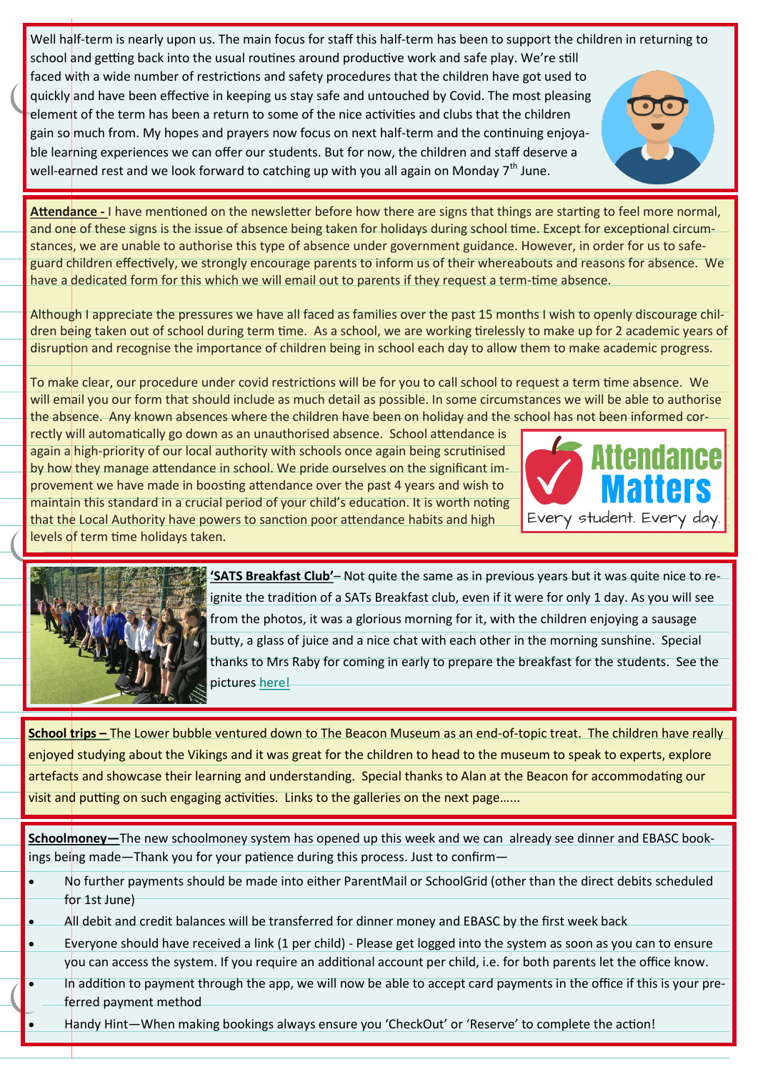Well half-term is nearly upon us. The main focus for staff this half-term has been to support the children in returning to school and getting back into the usual routines around productive work and safe play. We're still faced with a wide number of restrictions and safety procedures that the children have got used to quickly and have been effective in keeping us stay safe and untouched by Covid. The most pleasing element of the term has been a return to some of the nice activities and clubs that the children gain so much from. My hopes and prayers now focus on next half-term and the continuing enjoyable learning experiences we can offer our students. But for now, the children and staff deserve a well-earned rest and we look forward to catching up with you all again on Monday 7th June.

**Attendance -** I have mentioned on the newsletter before how there are signs that things are starting to feel more normal, and one of these signs is the issue of absence being taken for holidays during school time. Except for exceptional circumstances, we are unable to authorise this type of absence under government guidance. However, in order for us to safeguard children effectively, we strongly encourage parents to inform us of their whereabouts and reasons for absence. We have a dedicated form for this which we will email out to parents if they request a term-time absence.

Although I appreciate the pressures we have all faced as families over the past 15 months I wish to openly discourage children being taken out of school during term time. As a school, we are working tirelessly to make up for 2 academic years of disruption and recognise the importance of children being in school each day to allow them to make academic progress.

To make clear, our procedure under covid restrictions will be for you to call school to request a term time absence. We will email you our form that should include as much detail as possible. In some circumstances we will be able to authorise the absence. Any known absences where the children have been on holiday and the school has not been informed correctly will automatically go down as an unauthorised absence. School attendance is again a high-priority of our local authority with schools once again being scrutinised by how they manage attendance in school. We pride ourselves on the significant improvement we have made in boosting attendance over the past 4 years and wish to maintain this standard in a crucial period of your child's education. It is worth noting that the Local Authority have powers to sanction poor attendance habits and high levels of term time holidays taken.

Attendance Matters
Every student. Every day.

**'SATS Breakfast Club'**– Not quite the same as in previous years but it was quite nice to re-ignite the tradition of a SATs Breakfast club, even if it were for only 1 day. As you will see from the photos, it was a glorious morning for it, with the children enjoying a sausage butty, a glass of juice and a nice chat with each other in the morning sunshine. Special thanks to Mrs Raby for coming in early to prepare the breakfast for the students. See the pictures here!

**School trips –** The Lower bubble ventured down to The Beacon Museum as an end-of-topic treat. The children have really enjoyed studying about the Vikings and it was great for the children to head to the museum to speak to experts, explore artefacts and showcase their learning and understanding. Special thanks to Alan at the Beacon for accommodating our visit and putting on such engaging activities. Links to the galleries on the next page……

**Schoolmoney—**The new schoolmoney system has opened up this week and we can already see dinner and EBASC bookings being made—Thank you for your patience during this process. Just to confirm—

- No further payments should be made into either ParentMail or SchoolGrid (other than the direct debits scheduled for 1st June)
- All debit and credit balances will be transferred for dinner money and EBASC by the first week back
- Everyone should have received a link (1 per child) - Please get logged into the system as soon as you can to ensure you can access the system. If you require an additional account per child, i.e. for both parents let the office know.
- In addition to payment through the app, we will now be able to accept card payments in the office if this is your preferred payment method
- Handy Hint—When making bookings always ensure you 'CheckOut' or 'Reserve' to complete the action!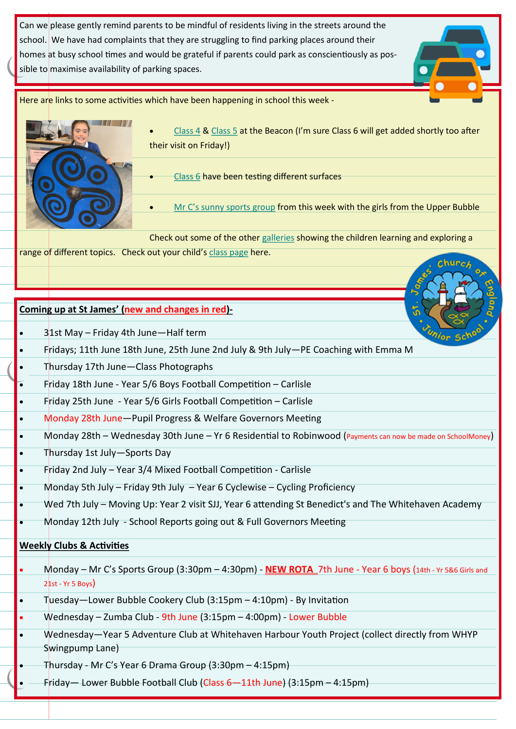Can we please gently remind parents to be mindful of residents living in the streets around the school. We have had complaints that they are struggling to find parking places around their homes at busy school times and would be grateful if parents could park as conscientiously as possible to maximise availability of parking spaces.

Here are links to some activities which have been happening in school this week -

- Class 4 & Class 5 at the Beacon (I'm sure Class 6 will get added shortly too after their visit on Friday!)
- Class 6 have been testing different surfaces
- Mr C's sunny sports group from this week with the girls from the Upper Bubble

Check out some of the other galleries showing the children learning and exploring a range of different topics. Check out your child's class page here.

**Coming up at St James' (new and changes in red)-**

- 31st May – Friday 4th June—Half term
- Fridays; 11th June 18th June, 25th June 2nd July & 9th July—PE Coaching with Emma M
- Thursday 17th June—Class Photographs
- Friday 18th June - Year 5/6 Boys Football Competition – Carlisle
- Friday 25th June - Year 5/6 Girls Football Competition – Carlisle
- Monday 28th June—Pupil Progress & Welfare Governors Meeting
- Monday 28th – Wednesday 30th June – Yr 6 Residential to Robinwood (Payments can now be made on SchoolMoney)
- Thursday 1st July—Sports Day
- Friday 2nd July – Year 3/4 Mixed Football Competition - Carlisle
- Monday 5th July – Friday 9th July – Year 6 Cyclewise – Cycling Proficiency
- Wed 7th July – Moving Up: Year 2 visit SJJ, Year 6 attending St Benedict's and The Whitehaven Academy
- Monday 12th July - School Reports going out & Full Governors Meeting

**Weekly Clubs & Activities**

- Monday – Mr C's Sports Group (3:30pm – 4:30pm) - **NEW ROTA** 7th June - Year 6 boys (14th - Yr 5&6 Girls and 21st - Yr 5 Boys)
- Tuesday—Lower Bubble Cookery Club (3:15pm – 4:10pm) - By Invitation
- Wednesday – Zumba Club - 9th June (3:15pm – 4:00pm) - Lower Bubble
- Wednesday—Year 5 Adventure Club at Whitehaven Harbour Youth Project (collect directly from WHYP Swingpump Lane)
- Thursday - Mr C's Year 6 Drama Group (3:30pm – 4:15pm)
- Friday— Lower Bubble Football Club (Class 6—11th June) (3:15pm – 4:15pm)